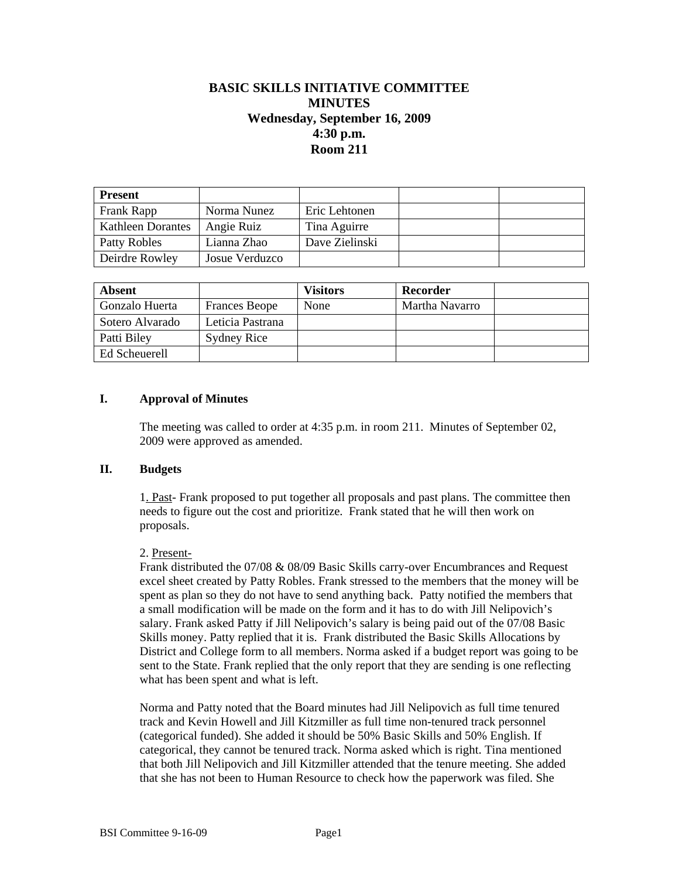# BASIC SKILLS INITIATIVE COMMITTEE
# MINUTES
## Wednesday, September 16, 2009
## 4:30 p.m.
## Room 211

| Present | | | | |
|---|---|---|---|---|
| Frank Rapp | Norma Nunez | Eric Lehtonen | | |
| Kathleen Dorantes | Angie Ruiz | Tina Aguirre | | |
| Patty Robles | Lianna Zhao | Dave Zielinski | | |
| Deirdre Rowley | Josue Verduzco | | | |

| Absent | | Visitors | Recorder | |
|---|---|---|---|---|
| Gonzalo Huerta | Frances Beope | None | Martha Navarro | |
| Sotero Alvarado | Leticia Pastrana | | | |
| Patti Biley | Sydney Rice | | | |
| Ed Scheuerell | | | | |

**I. Approval of Minutes**

The meeting was called to order at 4:35 p.m. in room 211. Minutes of September 02, 2009 were approved as amended.

**II. Budgets**

1. Past- Frank proposed to put together all proposals and past plans. The committee then needs to figure out the cost and prioritize. Frank stated that he will then work on proposals.

2. Present-

Frank distributed the 07/08 & 08/09 Basic Skills carry-over Encumbrances and Request excel sheet created by Patty Robles. Frank stressed to the members that the money will be spent as plan so they do not have to send anything back. Patty notified the members that a small modification will be made on the form and it has to do with Jill Nelipovich's salary. Frank asked Patty if Jill Nelipovich's salary is being paid out of the 07/08 Basic Skills money. Patty replied that it is. Frank distributed the Basic Skills Allocations by District and College form to all members. Norma asked if a budget report was going to be sent to the State. Frank replied that the only report that they are sending is one reflecting what has been spent and what is left.

Norma and Patty noted that the Board minutes had Jill Nelipovich as full time tenured track and Kevin Howell and Jill Kitzmiller as full time non-tenured track personnel (categorical funded). She added it should be 50% Basic Skills and 50% English. If categorical, they cannot be tenured track. Norma asked which is right. Tina mentioned that both Jill Nelipovich and Jill Kitzmiller attended that the tenure meeting. She added that she has not been to Human Resource to check how the paperwork was filed. She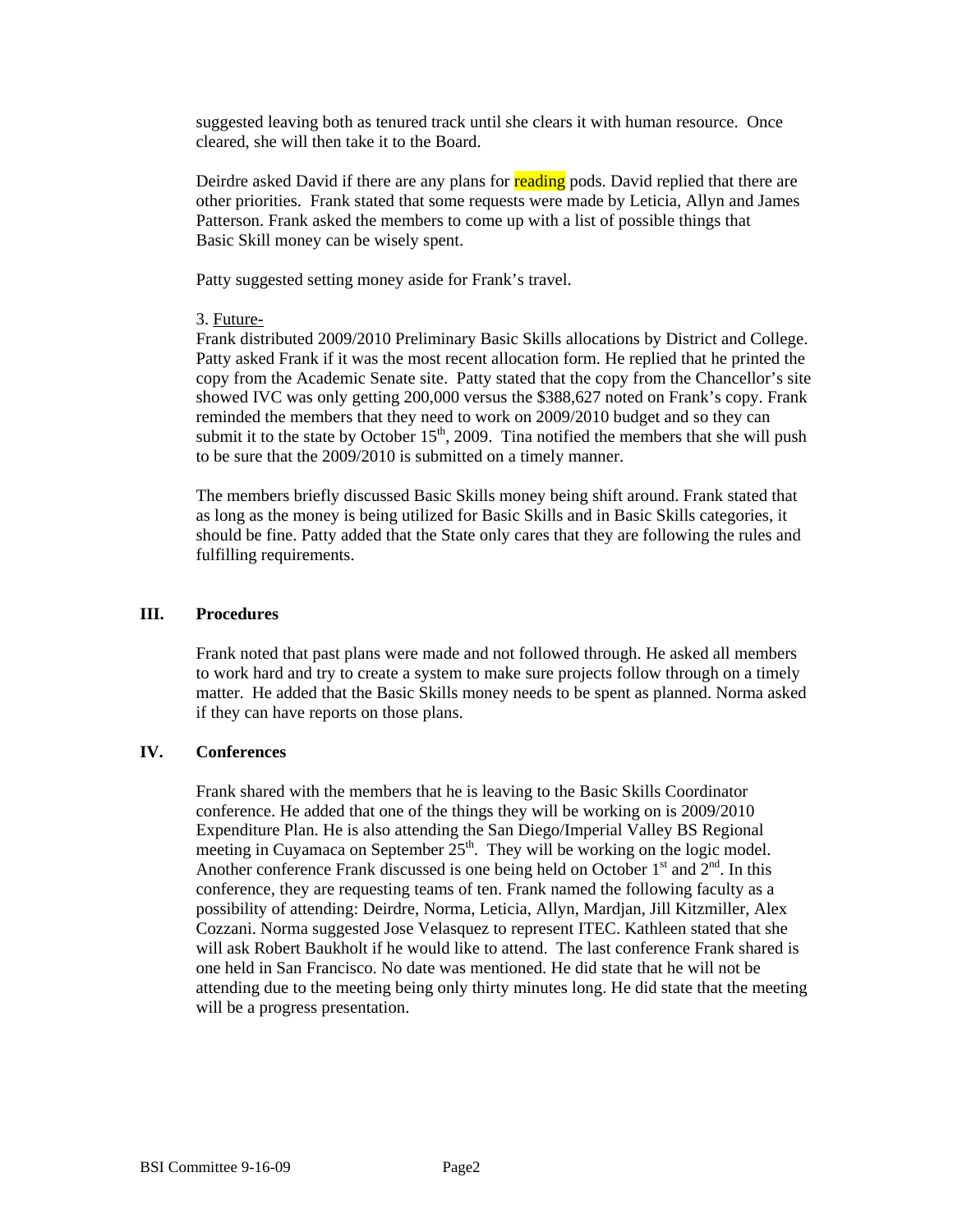suggested leaving both as tenured track until she clears it with human resource. Once cleared, she will then take it to the Board.

Deirdre asked David if there are any plans for reading pods. David replied that there are other priorities. Frank stated that some requests were made by Leticia, Allyn and James Patterson. Frank asked the members to come up with a list of possible things that Basic Skill money can be wisely spent.

Patty suggested setting money aside for Frank's travel.

3. Future-

Frank distributed 2009/2010 Preliminary Basic Skills allocations by District and College. Patty asked Frank if it was the most recent allocation form. He replied that he printed the copy from the Academic Senate site. Patty stated that the copy from the Chancellor's site showed IVC was only getting 200,000 versus the $388,627 noted on Frank's copy. Frank reminded the members that they need to work on 2009/2010 budget and so they can submit it to the state by October 15th, 2009. Tina notified the members that she will push to be sure that the 2009/2010 is submitted on a timely manner.

The members briefly discussed Basic Skills money being shift around. Frank stated that as long as the money is being utilized for Basic Skills and in Basic Skills categories, it should be fine. Patty added that the State only cares that they are following the rules and fulfilling requirements.

## III. Procedures

Frank noted that past plans were made and not followed through. He asked all members to work hard and try to create a system to make sure projects follow through on a timely matter. He added that the Basic Skills money needs to be spent as planned. Norma asked if they can have reports on those plans.

## IV. Conferences

Frank shared with the members that he is leaving to the Basic Skills Coordinator conference. He added that one of the things they will be working on is 2009/2010 Expenditure Plan. He is also attending the San Diego/Imperial Valley BS Regional meeting in Cuyamaca on September 25th. They will be working on the logic model. Another conference Frank discussed is one being held on October 1st and 2nd. In this conference, they are requesting teams of ten. Frank named the following faculty as a possibility of attending: Deirdre, Norma, Leticia, Allyn, Mardjan, Jill Kitzmiller, Alex Cozzani. Norma suggested Jose Velasquez to represent ITEC. Kathleen stated that she will ask Robert Baukholt if he would like to attend. The last conference Frank shared is one held in San Francisco. No date was mentioned. He did state that he will not be attending due to the meeting being only thirty minutes long. He did state that the meeting will be a progress presentation.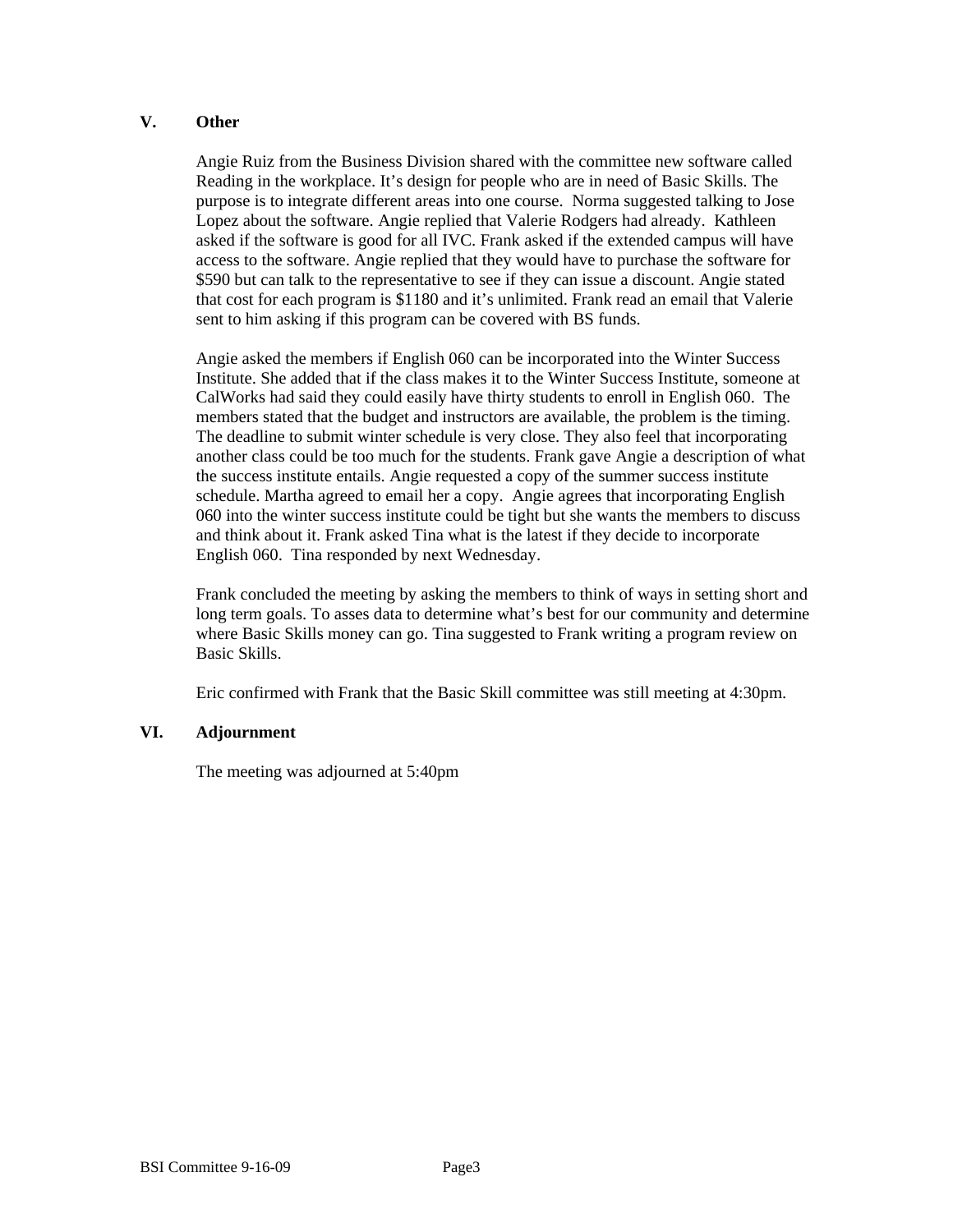## V. Other

Angie Ruiz from the Business Division shared with the committee new software called Reading in the workplace. It's design for people who are in need of Basic Skills. The purpose is to integrate different areas into one course. Norma suggested talking to Jose Lopez about the software. Angie replied that Valerie Rodgers had already. Kathleen asked if the software is good for all IVC. Frank asked if the extended campus will have access to the software. Angie replied that they would have to purchase the software for $590 but can talk to the representative to see if they can issue a discount. Angie stated that cost for each program is $1180 and it's unlimited. Frank read an email that Valerie sent to him asking if this program can be covered with BS funds.

Angie asked the members if English 060 can be incorporated into the Winter Success Institute. She added that if the class makes it to the Winter Success Institute, someone at CalWorks had said they could easily have thirty students to enroll in English 060. The members stated that the budget and instructors are available, the problem is the timing. The deadline to submit winter schedule is very close. They also feel that incorporating another class could be too much for the students. Frank gave Angie a description of what the success institute entails. Angie requested a copy of the summer success institute schedule. Martha agreed to email her a copy. Angie agrees that incorporating English 060 into the winter success institute could be tight but she wants the members to discuss and think about it. Frank asked Tina what is the latest if they decide to incorporate English 060. Tina responded by next Wednesday.

Frank concluded the meeting by asking the members to think of ways in setting short and long term goals. To asses data to determine what's best for our community and determine where Basic Skills money can go. Tina suggested to Frank writing a program review on Basic Skills.

Eric confirmed with Frank that the Basic Skill committee was still meeting at 4:30pm.

## VI. Adjournment

The meeting was adjourned at 5:40pm